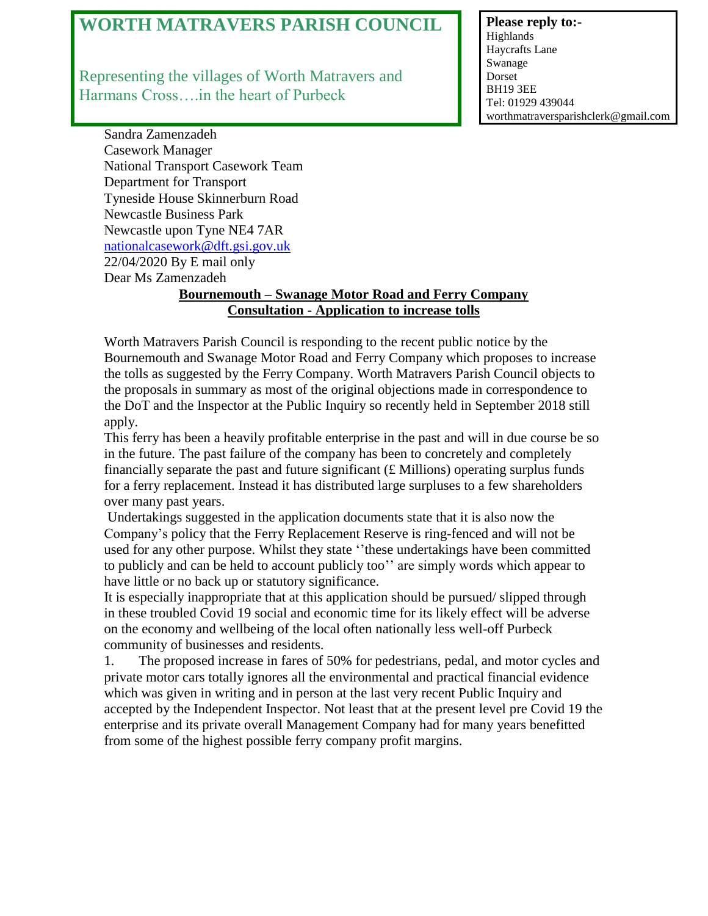# WORTH MATRAVERS PARISH COUNCIL

Representing the villages of Worth Matravers and Harmans Cross….in the heart of Purbeck

**Please reply to:-**
Highlands
Haycrafts Lane
Swanage
Dorset
BH19 3EE
Tel: 01929 439044
worthmatraversparishclerk@gmail.com

Sandra Zamenzadeh
Casework Manager
National Transport Casework Team
Department for Transport
Tyneside House Skinnerburn Road
Newcastle Business Park
Newcastle upon Tyne NE4 7AR
nationalcasework@dft.gsi.gov.uk
22/04/2020 By E mail only
Dear Ms Zamenzadeh

**Bournemouth – Swanage Motor Road and Ferry Company**
**Consultation - Application to increase tolls**

Worth Matravers Parish Council is responding to the recent public notice by the Bournemouth and Swanage Motor Road and Ferry Company which proposes to increase the tolls as suggested by the Ferry Company. Worth Matravers Parish Council objects to the proposals in summary as most of the original objections made in correspondence to the DoT and the Inspector at the Public Inquiry so recently held in September 2018 still apply.

This ferry has been a heavily profitable enterprise in the past and will in due course be so in the future. The past failure of the company has been to concretely and completely financially separate the past and future significant (£ Millions) operating surplus funds for a ferry replacement. Instead it has distributed large surpluses to a few shareholders over many past years.

Undertakings suggested in the application documents state that it is also now the Company's policy that the Ferry Replacement Reserve is ring-fenced and will not be used for any other purpose. Whilst they state ''these undertakings have been committed to publicly and can be held to account publicly too'' are simply words which appear to have little or no back up or statutory significance.

It is especially inappropriate that at this application should be pursued/ slipped through in these troubled Covid 19 social and economic time for its likely effect will be adverse on the economy and wellbeing of the local often nationally less well-off Purbeck community of businesses and residents.

1. The proposed increase in fares of 50% for pedestrians, pedal, and motor cycles and private motor cars totally ignores all the environmental and practical financial evidence which was given in writing and in person at the last very recent Public Inquiry and accepted by the Independent Inspector. Not least that at the present level pre Covid 19 the enterprise and its private overall Management Company had for many years benefitted from some of the highest possible ferry company profit margins.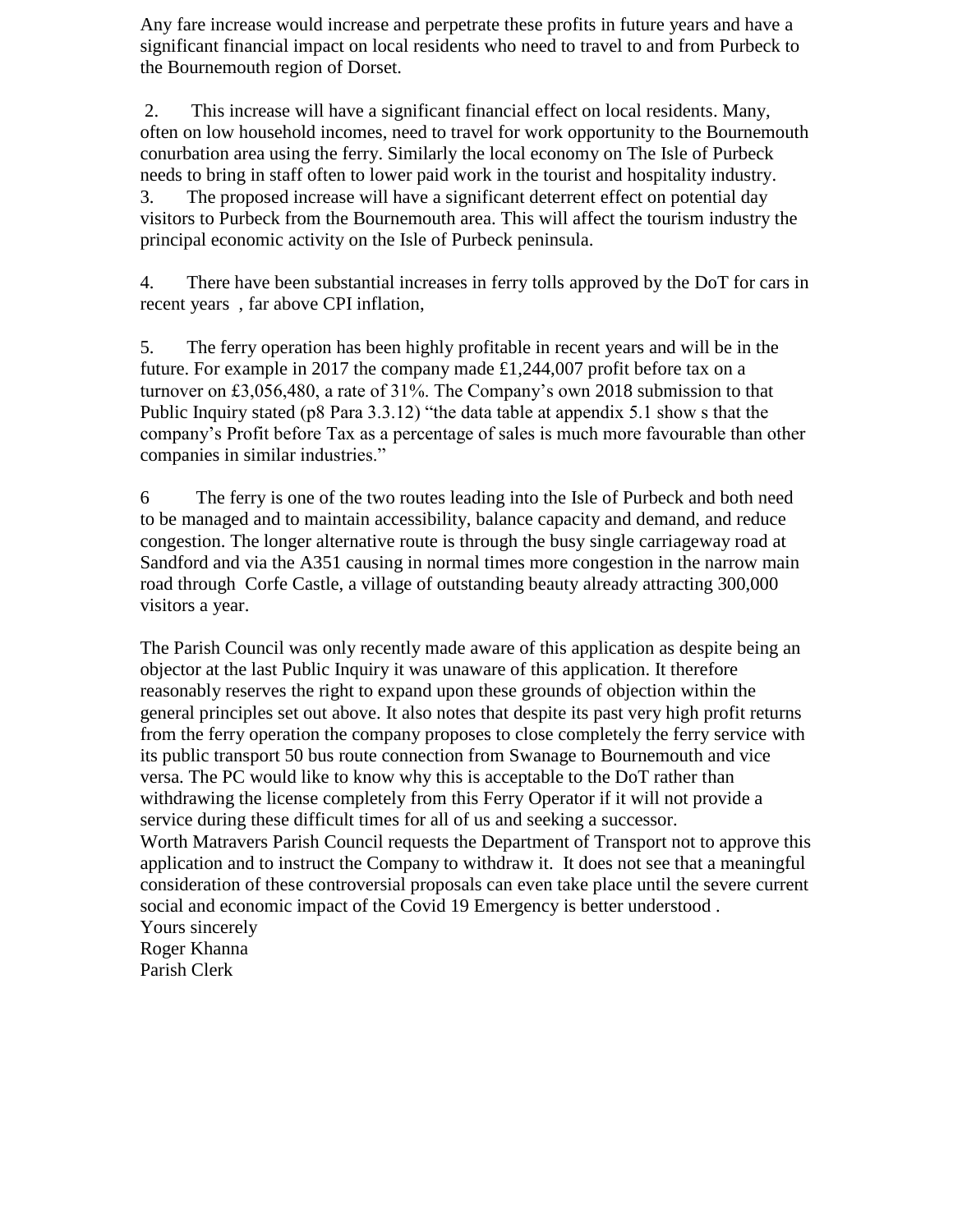Any fare increase would increase and perpetrate these profits in future years and have a significant financial impact on local residents who need to travel to and from Purbeck to the Bournemouth region of Dorset.

2. This increase will have a significant financial effect on local residents. Many, often on low household incomes, need to travel for work opportunity to the Bournemouth conurbation area using the ferry. Similarly the local economy on The Isle of Purbeck needs to bring in staff often to lower paid work in the tourist and hospitality industry.

3. The proposed increase will have a significant deterrent effect on potential day visitors to Purbeck from the Bournemouth area. This will affect the tourism industry the principal economic activity on the Isle of Purbeck peninsula.

4. There have been substantial increases in ferry tolls approved by the DoT for cars in recent years , far above CPI inflation,

5. The ferry operation has been highly profitable in recent years and will be in the future. For example in 2017 the company made £1,244,007 profit before tax on a turnover on £3,056,480, a rate of 31%. The Company's own 2018 submission to that Public Inquiry stated (p8 Para 3.3.12) "the data table at appendix 5.1 show s that the company's Profit before Tax as a percentage of sales is much more favourable than other companies in similar industries."

6 The ferry is one of the two routes leading into the Isle of Purbeck and both need to be managed and to maintain accessibility, balance capacity and demand, and reduce congestion. The longer alternative route is through the busy single carriageway road at Sandford and via the A351 causing in normal times more congestion in the narrow main road through Corfe Castle, a village of outstanding beauty already attracting 300,000 visitors a year.

The Parish Council was only recently made aware of this application as despite being an objector at the last Public Inquiry it was unaware of this application. It therefore reasonably reserves the right to expand upon these grounds of objection within the general principles set out above. It also notes that despite its past very high profit returns from the ferry operation the company proposes to close completely the ferry service with its public transport 50 bus route connection from Swanage to Bournemouth and vice versa. The PC would like to know why this is acceptable to the DoT rather than withdrawing the license completely from this Ferry Operator if it will not provide a service during these difficult times for all of us and seeking a successor.

Worth Matravers Parish Council requests the Department of Transport not to approve this application and to instruct the Company to withdraw it. It does not see that a meaningful consideration of these controversial proposals can even take place until the severe current social and economic impact of the Covid 19 Emergency is better understood .

Yours sincerely

Roger Khanna

Parish Clerk